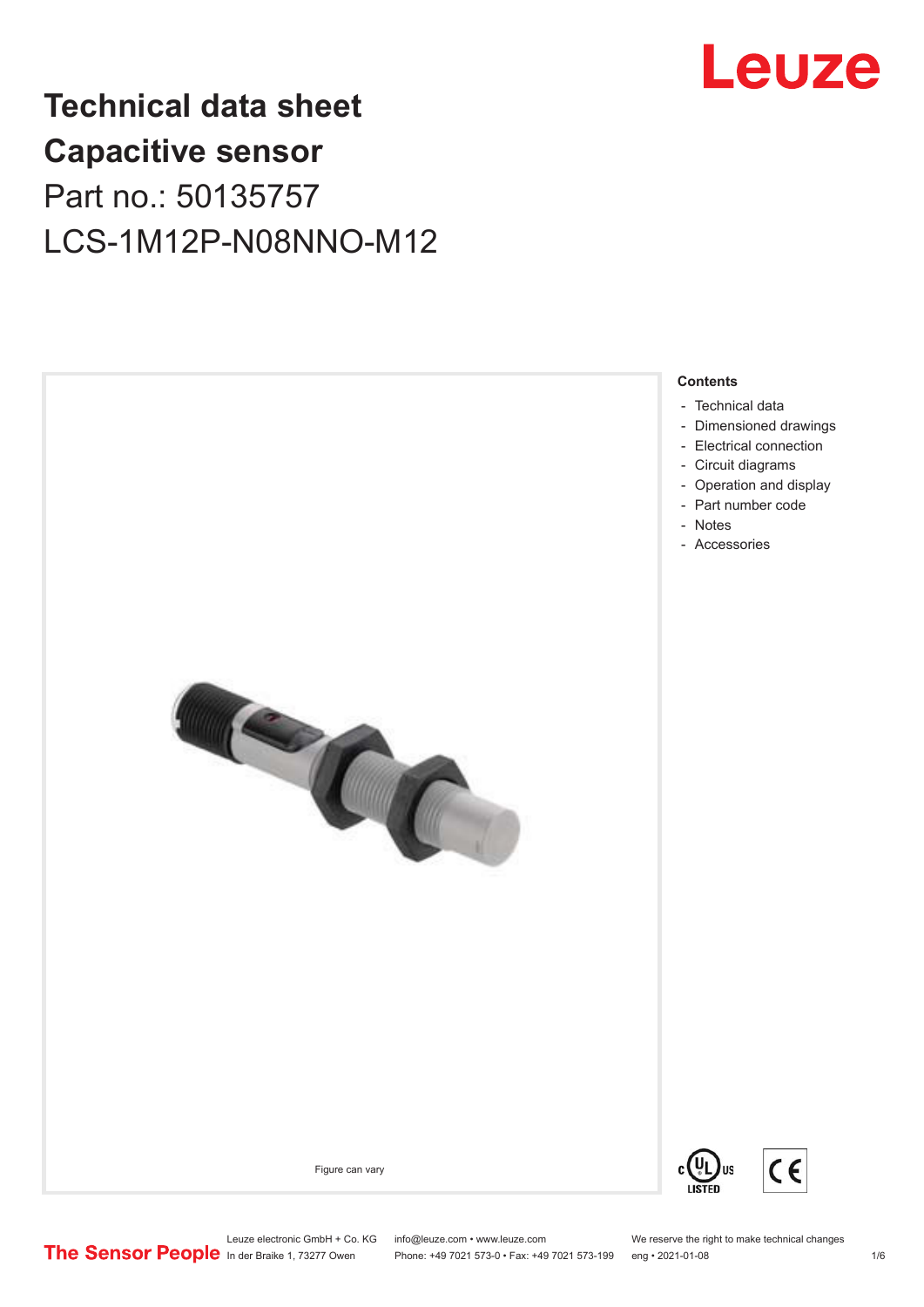# Technical data sheet
# Capacitive sensor

Part no.: 50135757

LCS-1M12P-N08NNO-M12

Figure can vary

**Contents**

- Technical data
- Dimensioned drawings
- Electrical connection
- Circuit diagrams
- Operation and display
- Part number code
- Notes
- Accessories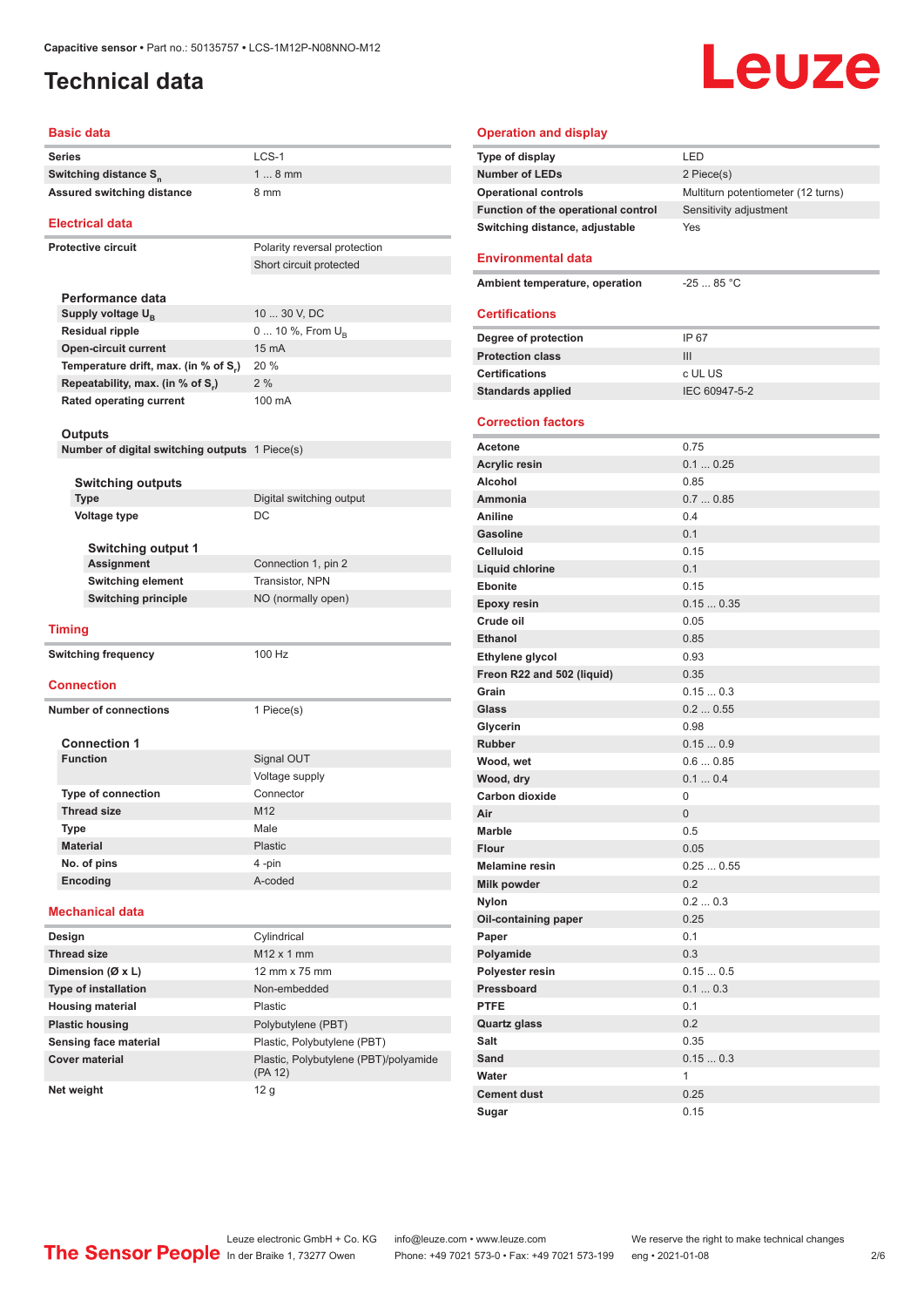# Technical data

## Basic data

| | |
|---|---|
| Series | LCS-1 |
| Switching distance $S_n$ | 1 ... 8 mm |
| Assured switching distance | 8 mm |

## Electrical data

| | |
|---|---|
| Protective circuit | Polarity reversal protection |
| | Short circuit protected |

### Performance data

| | |
|---|---|
| Supply voltage $U_B$ | 10 ... 30 V, DC |
| Residual ripple | 0 ... 10 %, From $U_B$ |
| Open-circuit current | 15 mA |
| Temperature drift, max. (in % of $S_r$) | 20 % |
| Repeatability, max. (in % of $S_r$) | 2 % |
| Rated operating current | 100 mA |

### Outputs

| | |
|---|---|
| Number of digital switching outputs | 1 Piece(s) |

#### Switching outputs

| | |
|---|---|
| Type | Digital switching output |
| Voltage type | DC |

##### Switching output 1

| | |
|---|---|
| Assignment | Connection 1, pin 2 |
| Switching element | Transistor, NPN |
| Switching principle | NO (normally open) |

## Timing

| | |
|---|---|
| Switching frequency | 100 Hz |

## Connection

| | |
|---|---|
| Number of connections | 1 Piece(s) |

### Connection 1

| | |
|---|---|
| Function | Signal OUT |
| | Voltage supply |
| Type of connection | Connector |
| Thread size | M12 |
| Type | Male |
| Material | Plastic |
| No. of pins | 4 -pin |
| Encoding | A-coded |

## Mechanical data

| | |
|---|---|
| Design | Cylindrical |
| Thread size | M12 x 1 mm |
| Dimension (Ø x L) | 12 mm x 75 mm |
| Type of installation | Non-embedded |
| Housing material | Plastic |
| Plastic housing | Polybutylene (PBT) |
| Sensing face material | Plastic, Polybutylene (PBT) |
| Cover material | Plastic, Polybutylene (PBT)/polyamide (PA 12) |
| Net weight | 12 g |

## Operation and display

| | |
|---|---|
| Type of display | LED |
| Number of LEDs | 2 Piece(s) |
| Operational controls | Multiturn potentiometer (12 turns) |
| Function of the operational control | Sensitivity adjustment |
| Switching distance, adjustable | Yes |

## Environmental data

| | |
|---|---|
| Ambient temperature, operation | -25 ... 85 °C |

## Certifications

| | |
|---|---|
| Degree of protection | IP 67 |
| Protection class | III |
| Certifications | c UL US |
| Standards applied | IEC 60947-5-2 |

## Correction factors

| | |
|---|---|
| Acetone | 0.75 |
| Acrylic resin | 0.1 ... 0.25 |
| Alcohol | 0.85 |
| Ammonia | 0.7 ... 0.85 |
| Aniline | 0.4 |
| Gasoline | 0.1 |
| Celluloid | 0.15 |
| Liquid chlorine | 0.1 |
| Ebonite | 0.15 |
| Epoxy resin | 0.15 ... 0.35 |
| Crude oil | 0.05 |
| Ethanol | 0.85 |
| Ethylene glycol | 0.93 |
| Freon R22 and 502 (liquid) | 0.35 |
| Grain | 0.15 ... 0.3 |
| Glass | 0.2 ... 0.55 |
| Glycerin | 0.98 |
| Rubber | 0.15 ... 0.9 |
| Wood, wet | 0.6 ... 0.85 |
| Wood, dry | 0.1 ... 0.4 |
| Carbon dioxide | 0 |
| Air | 0 |
| Marble | 0.5 |
| Flour | 0.05 |
| Melamine resin | 0.25 ... 0.55 |
| Milk powder | 0.2 |
| Nylon | 0.2 ... 0.3 |
| Oil-containing paper | 0.25 |
| Paper | 0.1 |
| Polyamide | 0.3 |
| Polyester resin | 0.15 ... 0.5 |
| Pressboard | 0.1 ... 0.3 |
| PTFE | 0.1 |
| Quartz glass | 0.2 |
| Salt | 0.35 |
| Sand | 0.15 ... 0.3 |
| Water | 1 |
| Cement dust | 0.25 |
| Sugar | 0.15 |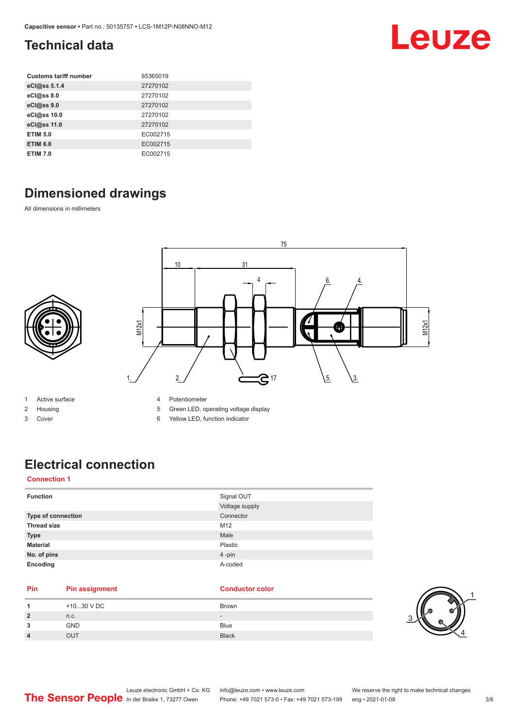## Technical data

| | |
|---|---|
| **Customs tariff number** | 85365019 |
| **eCl@ss 5.1.4** | 27270102 |
| **eCl@ss 8.0** | 27270102 |
| **eCl@ss 9.0** | 27270102 |
| **eCl@ss 10.0** | 27270102 |
| **eCl@ss 11.0** | 27270102 |
| **ETIM 5.0** | EC002715 |
| **ETIM 6.0** | EC002715 |
| **ETIM 7.0** | EC002715 |

## Dimensioned drawings

All dimensions in millimeters

1 Active surface
2 Housing
3 Cover
4 Potentiometer
5 Green LED, operating voltage display
6 Yellow LED, function indicator

## Electrical connection

**Connection 1**

| | |
|---|---|
| **Function** | Signal OUT |
| | Voltage supply |
| **Type of connection** | Connector |
| **Thread size** | M12 |
| **Type** | Male |
| **Material** | Plastic |
| **No. of pins** | 4 -pin |
| **Encoding** | A-coded |

| Pin | Pin assignment | Conductor color |
|---|---|---|
| 1 | +10...30 V DC | Brown |
| 2 | n.c. | - |
| 3 | GND | Blue |
| 4 | OUT | Black |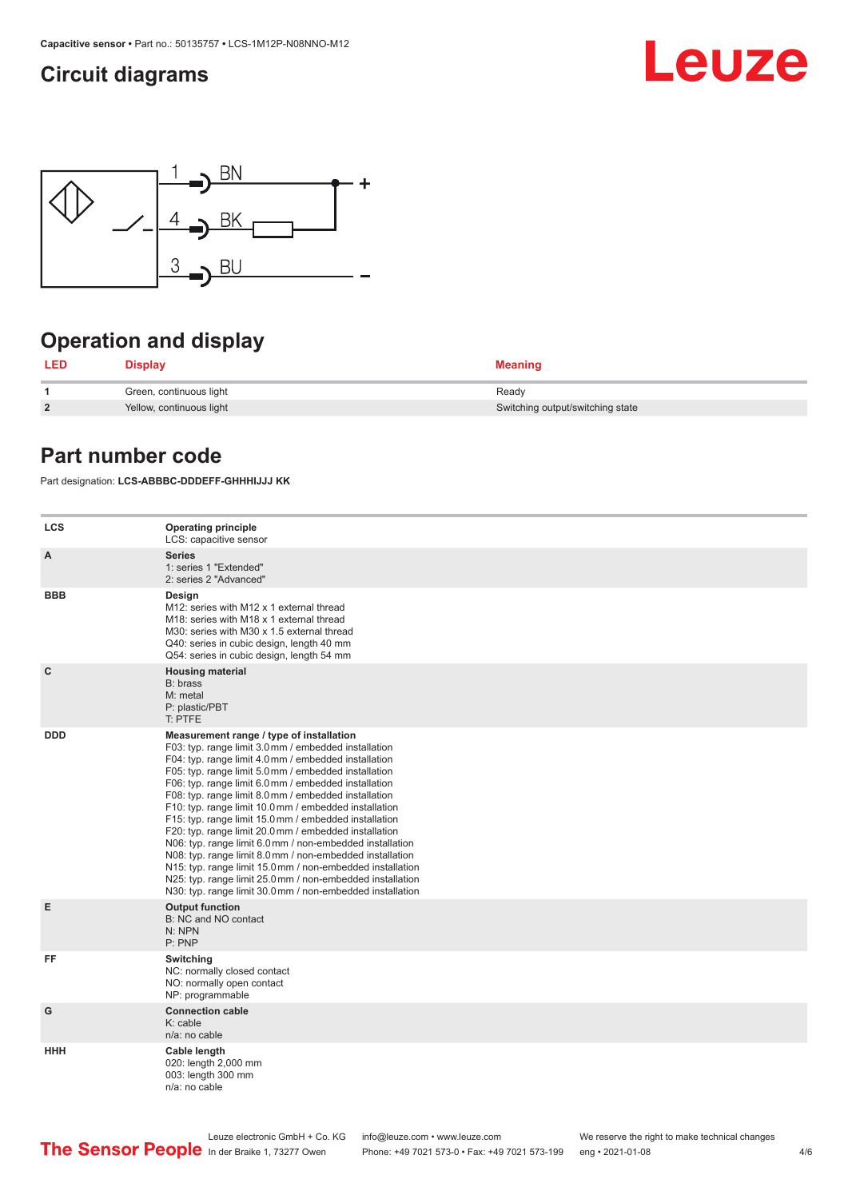## Circuit diagrams

1 BN +
4 BK
3 BU −

## Operation and display

| LED | Display | Meaning |
|---|---|---|
| 1 | Green, continuous light | Ready |
| 2 | Yellow, continuous light | Switching output/switching state |

## Part number code

Part designation: **LCS-ABBBC-DDDEFF-GHHHIJJJ KK**

| | |
|---|---|
| **LCS** | **Operating principle**<br>LCS: capacitive sensor |
| **A** | **Series**<br>1: series 1 "Extended"<br>2: series 2 "Advanced" |
| **BBB** | **Design**<br>M12: series with M12 x 1 external thread<br>M18: series with M18 x 1 external thread<br>M30: series with M30 x 1.5 external thread<br>Q40: series in cubic design, length 40 mm<br>Q54: series in cubic design, length 54 mm |
| **C** | **Housing material**<br>B: brass<br>M: metal<br>P: plastic/PBT<br>T: PTFE |
| **DDD** | **Measurement range / type of installation**<br>F03: typ. range limit 3.0 mm / embedded installation<br>F04: typ. range limit 4.0 mm / embedded installation<br>F05: typ. range limit 5.0 mm / embedded installation<br>F06: typ. range limit 6.0 mm / embedded installation<br>F08: typ. range limit 8.0 mm / embedded installation<br>F10: typ. range limit 10.0 mm / embedded installation<br>F15: typ. range limit 15.0 mm / embedded installation<br>F20: typ. range limit 20.0 mm / embedded installation<br>N06: typ. range limit 6.0 mm / non-embedded installation<br>N08: typ. range limit 8.0 mm / non-embedded installation<br>N15: typ. range limit 15.0 mm / non-embedded installation<br>N25: typ. range limit 25.0 mm / non-embedded installation<br>N30: typ. range limit 30.0 mm / non-embedded installation |
| **E** | **Output function**<br>B: NC and NO contact<br>N: NPN<br>P: PNP |
| **FF** | **Switching**<br>NC: normally closed contact<br>NO: normally open contact<br>NP: programmable |
| **G** | **Connection cable**<br>K: cable<br>n/a: no cable |
| **HHH** | **Cable length**<br>020: length 2,000 mm<br>003: length 300 mm<br>n/a: no cable |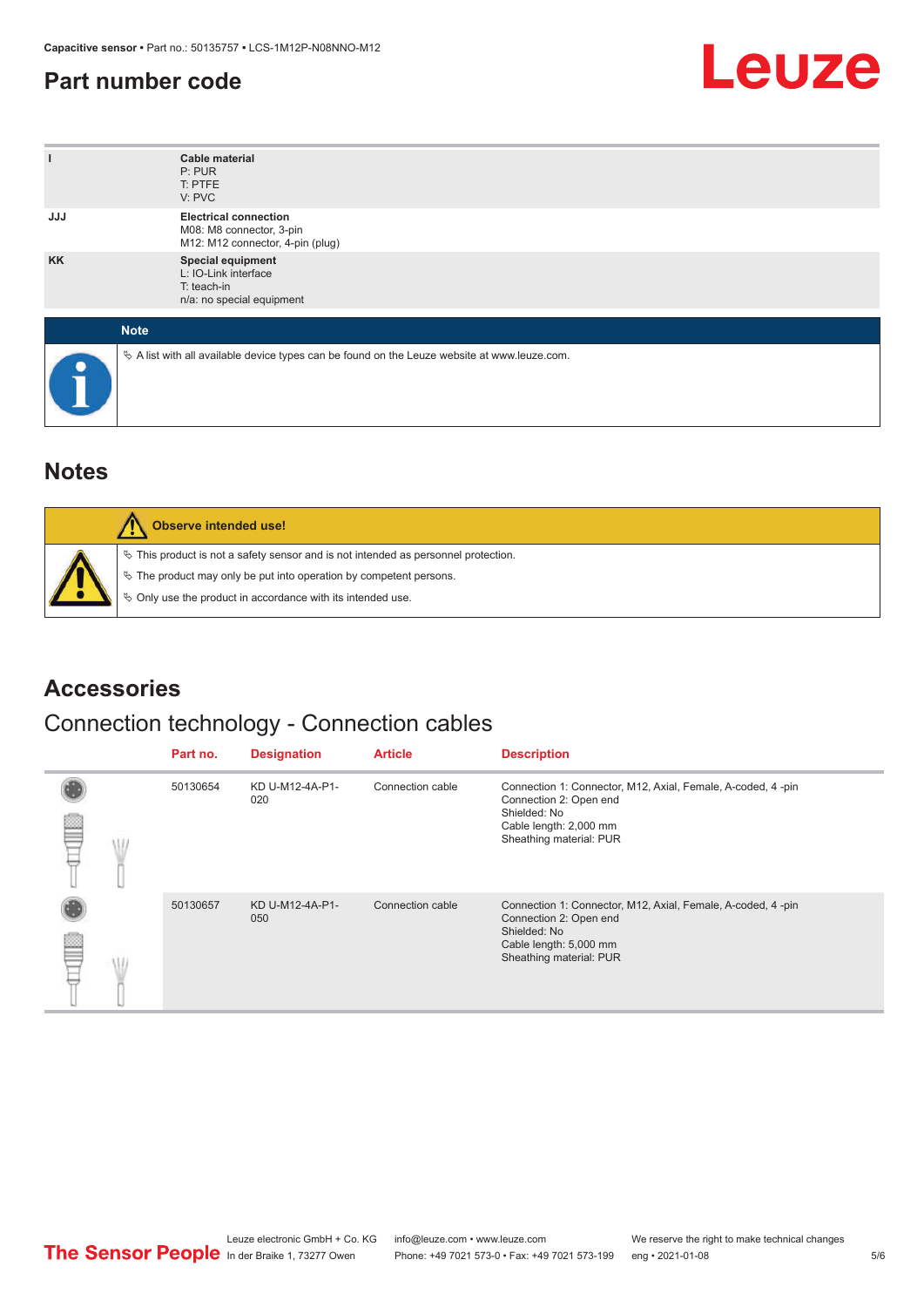## Part number code

| | |
|---|---|
| I | **Cable material**<br>P: PUR<br>T: PTFE<br>V: PVC |
| JJJ | **Electrical connection**<br>M08: M8 connector, 3-pin<br>M12: M12 connector, 4-pin (plug) |
| KK | **Special equipment**<br>L: IO-Link interface<br>T: teach-in<br>n/a: no special equipment |

**Note**

↳ A list with all available device types can be found on the Leuze website at www.leuze.com.

## Notes

**Observe intended use!**

↳ This product is not a safety sensor and is not intended as personnel protection.

↳ The product may only be put into operation by competent persons.

↳ Only use the product in accordance with its intended use.

## Accessories

### Connection technology - Connection cables

| Part no. | Designation | Article | Description |
|---|---|---|---|
| 50130654 | KD U-M12-4A-P1-020 | Connection cable | Connection 1: Connector, M12, Axial, Female, A-coded, 4 -pin<br>Connection 2: Open end<br>Shielded: No<br>Cable length: 2,000 mm<br>Sheathing material: PUR |
| 50130657 | KD U-M12-4A-P1-050 | Connection cable | Connection 1: Connector, M12, Axial, Female, A-coded, 4 -pin<br>Connection 2: Open end<br>Shielded: No<br>Cable length: 5,000 mm<br>Sheathing material: PUR |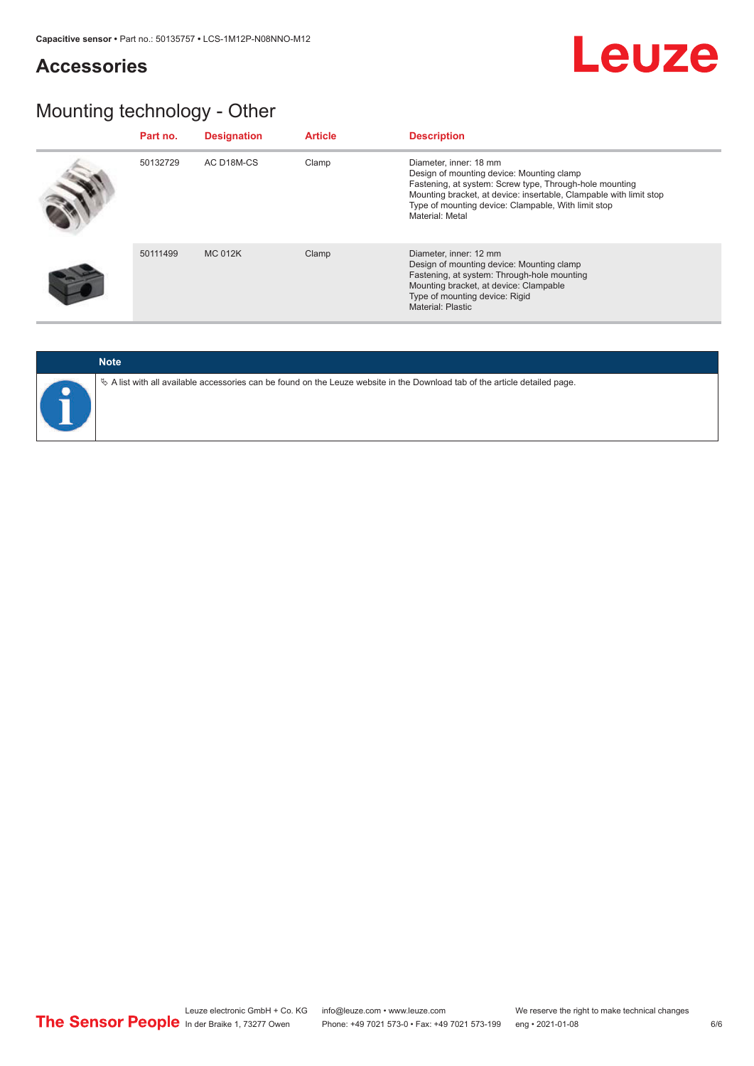## Accessories

# Mounting technology - Other

| | Part no. | Designation | Article | Description |
|---|---|---|---|---|
| | 50132729 | AC D18M-CS | Clamp | Diameter, inner: 18 mm<br>Design of mounting device: Mounting clamp<br>Fastening, at system: Screw type, Through-hole mounting<br>Mounting bracket, at device: insertable, Clampable with limit stop<br>Type of mounting device: Clampable, With limit stop<br>Material: Metal |
| | 50111499 | MC 012K | Clamp | Diameter, inner: 12 mm<br>Design of mounting device: Mounting clamp<br>Fastening, at system: Through-hole mounting<br>Mounting bracket, at device: Clampable<br>Type of mounting device: Rigid<br>Material: Plastic |

**Note**

↬ A list with all available accessories can be found on the Leuze website in the Download tab of the article detailed page.